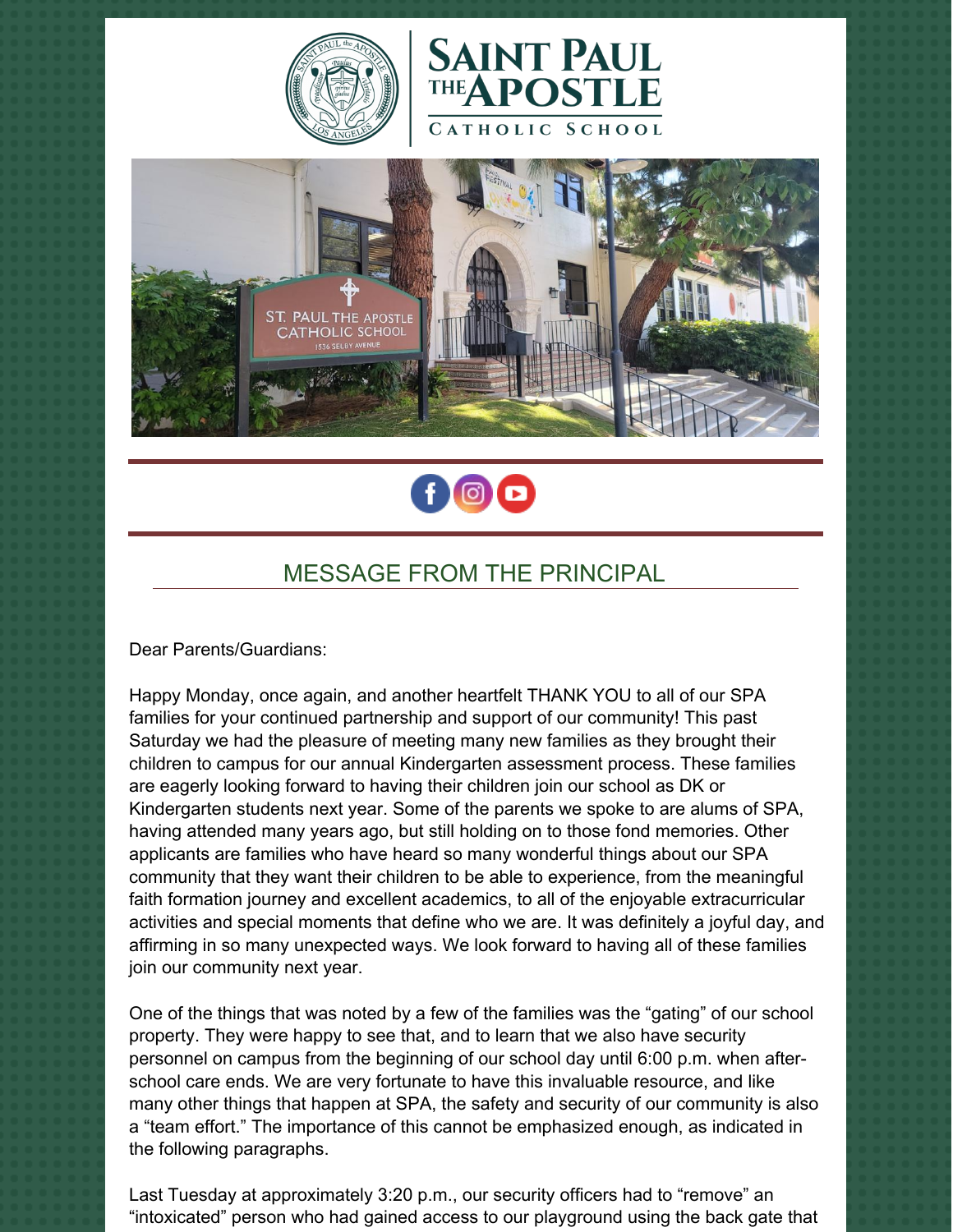# SAINT PAUL THE APOSTLE

CATHOLIC SCHOOL

## MESSAGE FROM THE PRINCIPAL

Dear Parents/Guardians:

Happy Monday, once again, and another heartfelt THANK YOU to all of our SPA families for your continued partnership and support of our community! This past Saturday we had the pleasure of meeting many new families as they brought their children to campus for our annual Kindergarten assessment process. These families are eagerly looking forward to having their children join our school as DK or Kindergarten students next year. Some of the parents we spoke to are alums of SPA, having attended many years ago, but still holding on to those fond memories. Other applicants are families who have heard so many wonderful things about our SPA community that they want their children to be able to experience, from the meaningful faith formation journey and excellent academics, to all of the enjoyable extracurricular activities and special moments that define who we are. It was definitely a joyful day, and affirming in so many unexpected ways. We look forward to having all of these families join our community next year.

One of the things that was noted by a few of the families was the "gating" of our school property. They were happy to see that, and to learn that we also have security personnel on campus from the beginning of our school day until 6:00 p.m. when after-school care ends. We are very fortunate to have this invaluable resource, and like many other things that happen at SPA, the safety and security of our community is also a "team effort." The importance of this cannot be emphasized enough, as indicated in the following paragraphs.

Last Tuesday at approximately 3:20 p.m., our security officers had to "remove" an "intoxicated" person who had gained access to our playground using the back gate that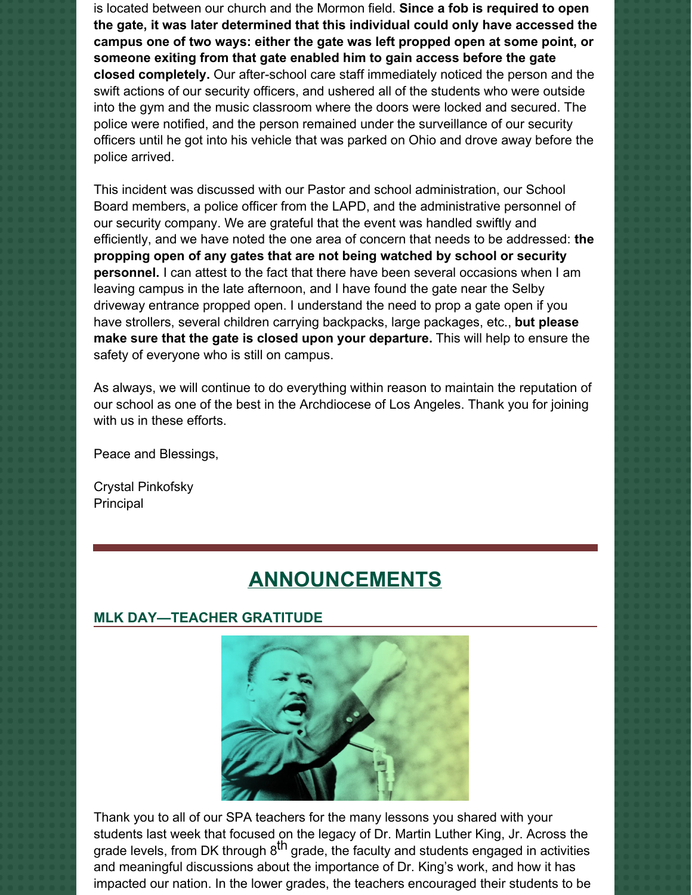is located between our church and the Mormon field. **Since a fob is required to open the gate, it was later determined that this individual could only have accessed the campus one of two ways: either the gate was left propped open at some point, or someone exiting from that gate enabled him to gain access before the gate closed completely.** Our after-school care staff immediately noticed the person and the swift actions of our security officers, and ushered all of the students who were outside into the gym and the music classroom where the doors were locked and secured. The police were notified, and the person remained under the surveillance of our security officers until he got into his vehicle that was parked on Ohio and drove away before the police arrived.

This incident was discussed with our Pastor and school administration, our School Board members, a police officer from the LAPD, and the administrative personnel of our security company. We are grateful that the event was handled swiftly and efficiently, and we have noted the one area of concern that needs to be addressed: **the propping open of any gates that are not being watched by school or security personnel.** I can attest to the fact that there have been several occasions when I am leaving campus in the late afternoon, and I have found the gate near the Selby driveway entrance propped open. I understand the need to prop a gate open if you have strollers, several children carrying backpacks, large packages, etc., **but please make sure that the gate is closed upon your departure.** This will help to ensure the safety of everyone who is still on campus.

As always, we will continue to do everything within reason to maintain the reputation of our school as one of the best in the Archdiocese of Los Angeles. Thank you for joining with us in these efforts.

Peace and Blessings,

Crystal Pinkofsky
Principal

## ANNOUNCEMENTS

### MLK DAY—TEACHER GRATITUDE

Thank you to all of our SPA teachers for the many lessons you shared with your students last week that focused on the legacy of Dr. Martin Luther King, Jr. Across the grade levels, from DK through 8th grade, the faculty and students engaged in activities and meaningful discussions about the importance of Dr. King's work, and how it has impacted our nation. In the lower grades, the teachers encouraged their students to be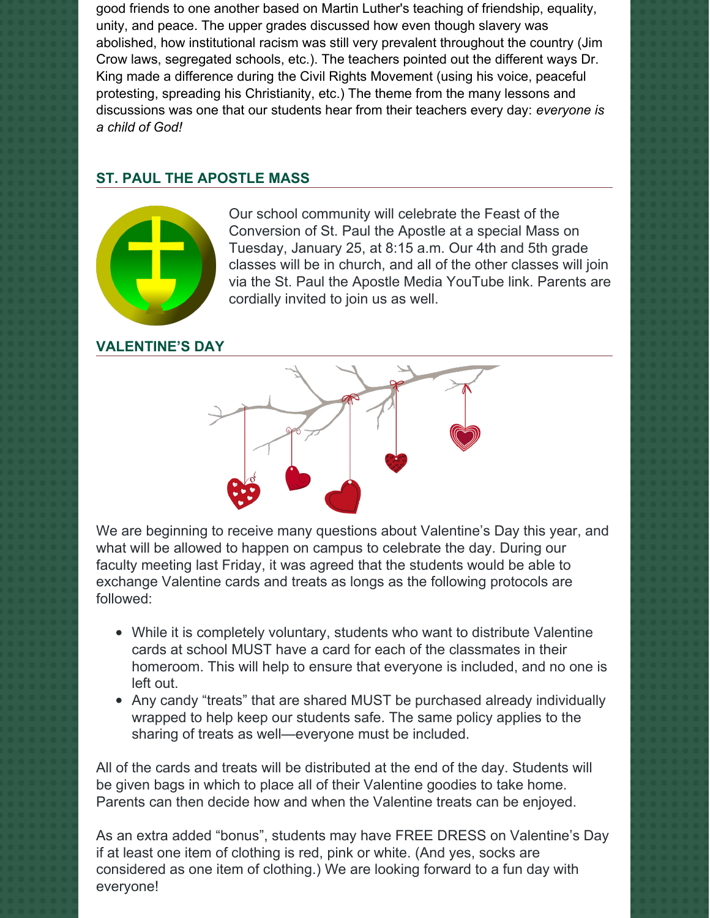good friends to one another based on Martin Luther's teaching of friendship, equality, unity, and peace. The upper grades discussed how even though slavery was abolished, how institutional racism was still very prevalent throughout the country (Jim Crow laws, segregated schools, etc.). The teachers pointed out the different ways Dr. King made a difference during the Civil Rights Movement (using his voice, peaceful protesting, spreading his Christianity, etc.) The theme from the many lessons and discussions was one that our students hear from their teachers every day: *everyone is a child of God!*

## ST. PAUL THE APOSTLE MASS

Our school community will celebrate the Feast of the Conversion of St. Paul the Apostle at a special Mass on Tuesday, January 25, at 8:15 a.m. Our 4th and 5th grade classes will be in church, and all of the other classes will join via the St. Paul the Apostle Media YouTube link. Parents are cordially invited to join us as well.

## VALENTINE'S DAY

We are beginning to receive many questions about Valentine's Day this year, and what will be allowed to happen on campus to celebrate the day. During our faculty meeting last Friday, it was agreed that the students would be able to exchange Valentine cards and treats as longs as the following protocols are followed:

- While it is completely voluntary, students who want to distribute Valentine cards at school MUST have a card for each of the classmates in their homeroom. This will help to ensure that everyone is included, and no one is left out.
- Any candy "treats" that are shared MUST be purchased already individually wrapped to help keep our students safe. The same policy applies to the sharing of treats as well—everyone must be included.

All of the cards and treats will be distributed at the end of the day. Students will be given bags in which to place all of their Valentine goodies to take home. Parents can then decide how and when the Valentine treats can be enjoyed.

As an extra added "bonus", students may have FREE DRESS on Valentine's Day if at least one item of clothing is red, pink or white. (And yes, socks are considered as one item of clothing.) We are looking forward to a fun day with everyone!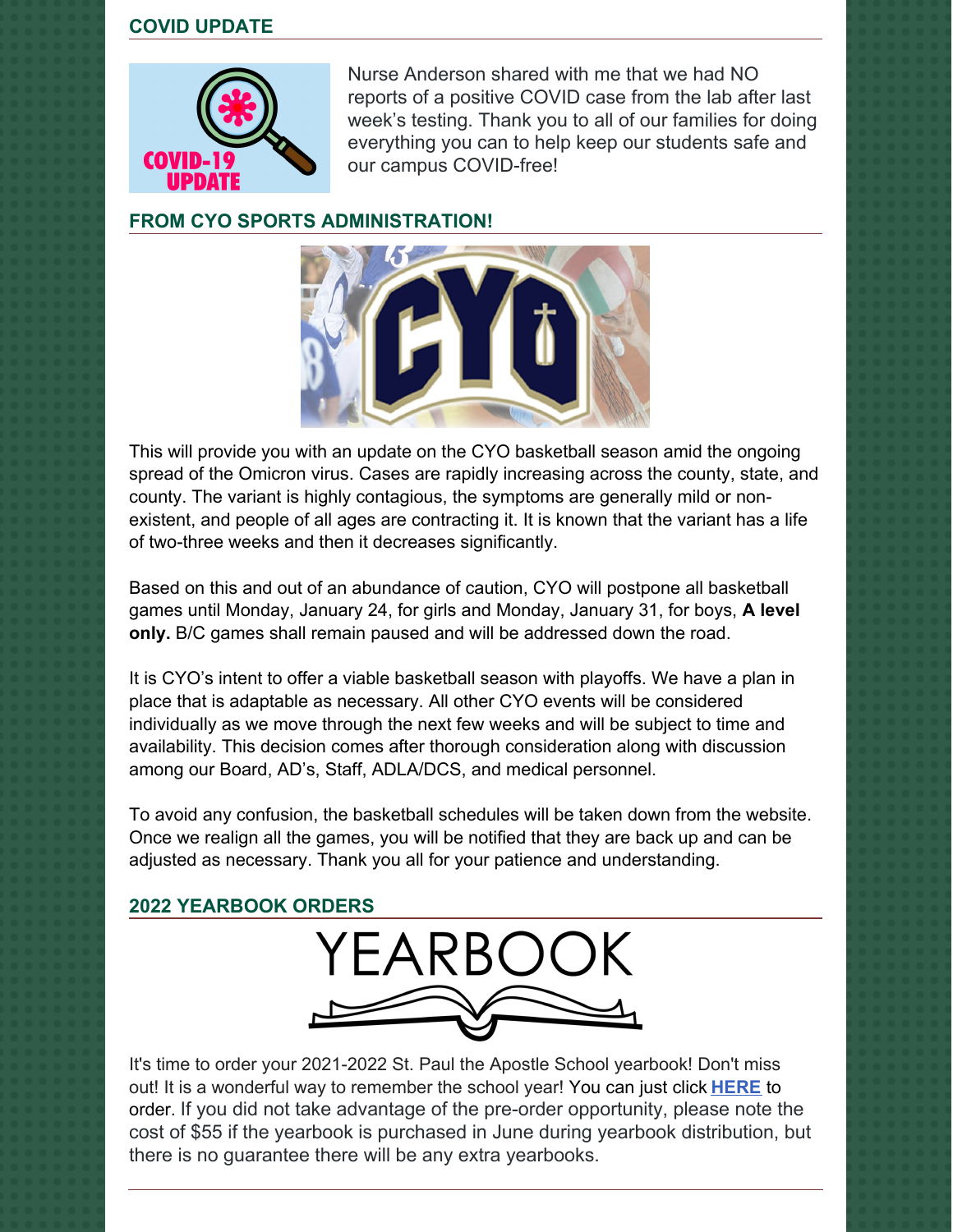## COVID UPDATE

Nurse Anderson shared with me that we had NO reports of a positive COVID case from the lab after last week's testing. Thank you to all of our families for doing everything you can to help keep our students safe and our campus COVID-free!

## FROM CYO SPORTS ADMINISTRATION!

This will provide you with an update on the CYO basketball season amid the ongoing spread of the Omicron virus. Cases are rapidly increasing across the county, state, and county. The variant is highly contagious, the symptoms are generally mild or non-existent, and people of all ages are contracting it. It is known that the variant has a life of two-three weeks and then it decreases significantly.

Based on this and out of an abundance of caution, CYO will postpone all basketball games until Monday, January 24, for girls and Monday, January 31, for boys, **A level only.** B/C games shall remain paused and will be addressed down the road.

It is CYO's intent to offer a viable basketball season with playoffs. We have a plan in place that is adaptable as necessary. All other CYO events will be considered individually as we move through the next few weeks and will be subject to time and availability. This decision comes after thorough consideration along with discussion among our Board, AD's, Staff, ADLA/DCS, and medical personnel.

To avoid any confusion, the basketball schedules will be taken down from the website. Once we realign all the games, you will be notified that they are back up and can be adjusted as necessary. Thank you all for your patience and understanding.

## 2022 YEARBOOK ORDERS

It's time to order your 2021-2022 St. Paul the Apostle School yearbook! Don't miss out! It is a wonderful way to remember the school year! You can just click **HERE** to order. If you did not take advantage of the pre-order opportunity, please note the cost of $55 if the yearbook is purchased in June during yearbook distribution, but there is no guarantee there will be any extra yearbooks.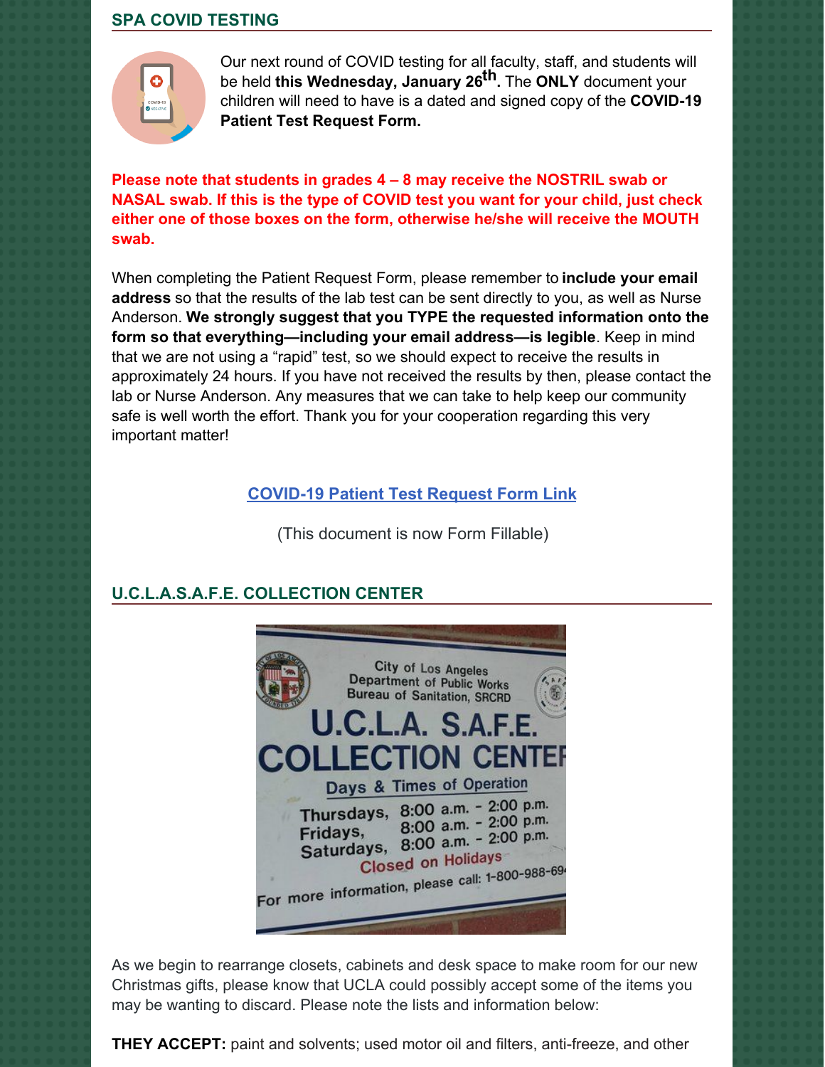## SPA COVID TESTING

Our next round of COVID testing for all faculty, staff, and students will be held **this Wednesday, January 26th.** The **ONLY** document your children will need to have is a dated and signed copy of the **COVID-19 Patient Test Request Form.**

**Please note that students in grades 4 – 8 may receive the NOSTRIL swab or NASAL swab. If this is the type of COVID test you want for your child, just check either one of those boxes on the form, otherwise he/she will receive the MOUTH swab.**

When completing the Patient Request Form, please remember to **include your email address** so that the results of the lab test can be sent directly to you, as well as Nurse Anderson. **We strongly suggest that you TYPE the requested information onto the form so that everything—including your email address—is legible**. Keep in mind that we are not using a "rapid" test, so we should expect to receive the results in approximately 24 hours. If you have not received the results by then, please contact the lab or Nurse Anderson. Any measures that we can take to help keep our community safe is well worth the effort. Thank you for your cooperation regarding this very important matter!

[COVID-19 Patient Test Request Form Link]

(This document is now Form Fillable)

## U.C.L.A.S.A.F.E. COLLECTION CENTER

As we begin to rearrange closets, cabinets and desk space to make room for our new Christmas gifts, please know that UCLA could possibly accept some of the items you may be wanting to discard. Please note the lists and information below:

**THEY ACCEPT:** paint and solvents; used motor oil and filters, anti-freeze, and other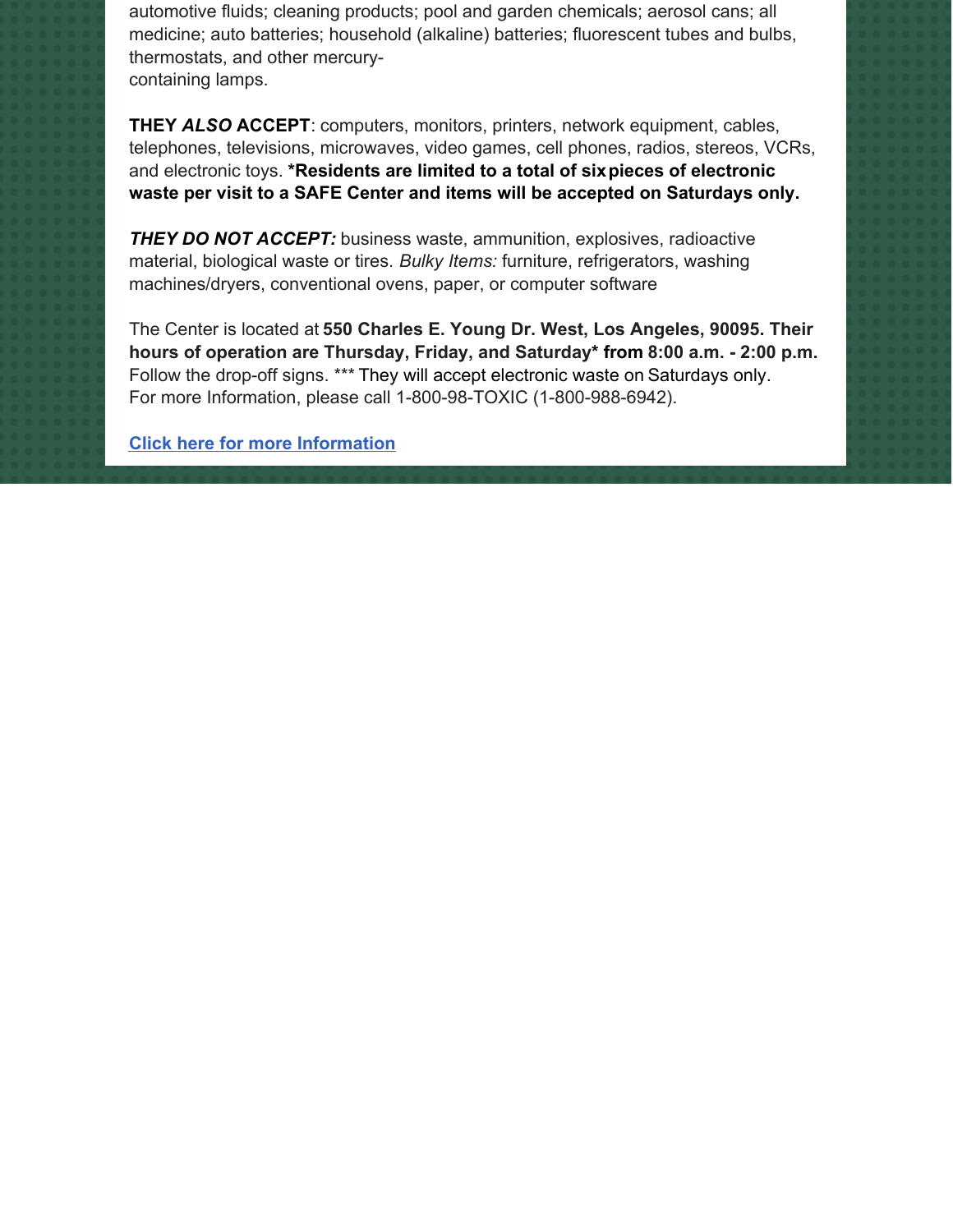automotive fluids; cleaning products; pool and garden chemicals; aerosol cans; all medicine; auto batteries; household (alkaline) batteries; fluorescent tubes and bulbs, thermostats, and other mercury-
containing lamps.

**THEY *ALSO* ACCEPT**: computers, monitors, printers, network equipment, cables, telephones, televisions, microwaves, video games, cell phones, radios, stereos, VCRs, and electronic toys. ***Residents are limited to a total of six pieces of electronic waste per visit to a SAFE Center and items will be accepted on Saturdays only.**

***THEY DO NOT ACCEPT:*** business waste, ammunition, explosives, radioactive material, biological waste or tires. *Bulky Items:* furniture, refrigerators, washing machines/dryers, conventional ovens, paper, or computer software

The Center is located at **550 Charles E. Young Dr. West, Los Angeles, 90095. Their hours of operation are Thursday, Friday, and Saturday* from 8:00 a.m. - 2:00 p.m.** Follow the drop-off signs. *** They will accept electronic waste on Saturdays only.
For more Information, please call 1-800-98-TOXIC (1-800-988-6942).

**Click here for more Information**